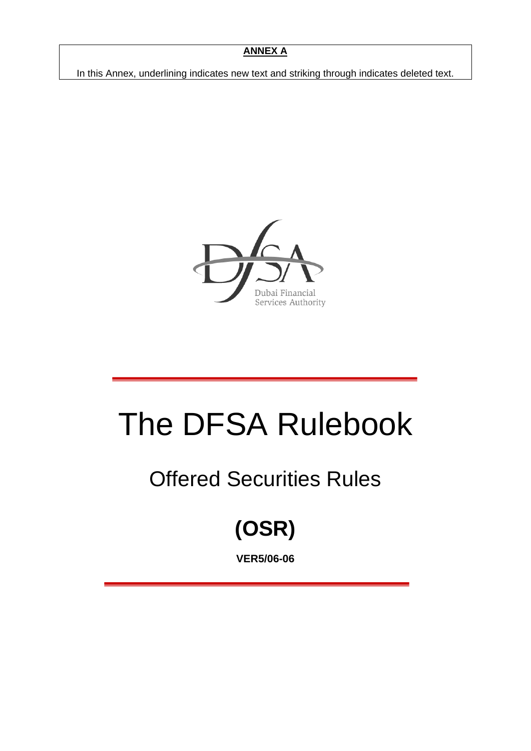**ANNEX A**

In this Annex, underlining indicates new text and striking through indicates deleted text.

Dubai Financial Services Authority

# The DFSA Rulebook

## Offered Securities Rules

## (OSR)

**VER5/06-06**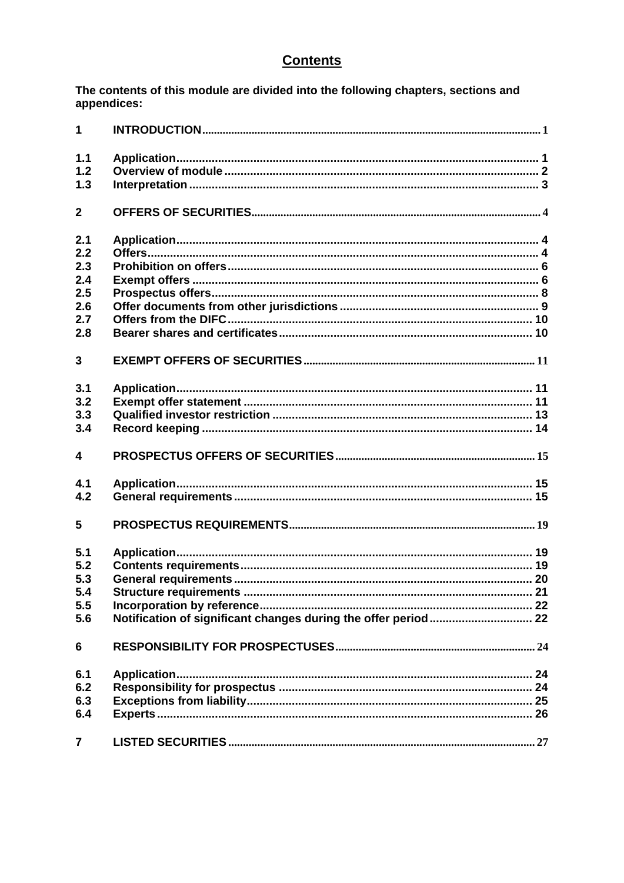# Contents

**The contents of this module are divided into the following chapters, sections and appendices:**

| | | |
|---|---|---|
| **1** | **INTRODUCTION** | 1 |
| **1.1** | **Application** | 1 |
| **1.2** | **Overview of module** | 2 |
| **1.3** | **Interpretation** | 3 |
| **2** | **OFFERS OF SECURITIES** | 4 |
| **2.1** | **Application** | 4 |
| **2.2** | **Offers** | 4 |
| **2.3** | **Prohibition on offers** | 6 |
| **2.4** | **Exempt offers** | 6 |
| **2.5** | **Prospectus offers** | 8 |
| **2.6** | **Offer documents from other jurisdictions** | 9 |
| **2.7** | **Offers from the DIFC** | 10 |
| **2.8** | **Bearer shares and certificates** | 10 |
| **3** | **EXEMPT OFFERS OF SECURITIES** | 11 |
| **3.1** | **Application** | 11 |
| **3.2** | **Exempt offer statement** | 11 |
| **3.3** | **Qualified investor restriction** | 13 |
| **3.4** | **Record keeping** | 14 |
| **4** | **PROSPECTUS OFFERS OF SECURITIES** | 15 |
| **4.1** | **Application** | 15 |
| **4.2** | **General requirements** | 15 |
| **5** | **PROSPECTUS REQUIREMENTS** | 19 |
| **5.1** | **Application** | 19 |
| **5.2** | **Contents requirements** | 19 |
| **5.3** | **General requirements** | 20 |
| **5.4** | **Structure requirements** | 21 |
| **5.5** | **Incorporation by reference** | 22 |
| **5.6** | **Notification of significant changes during the offer period** | 22 |
| **6** | **RESPONSIBILITY FOR PROSPECTUSES** | 24 |
| **6.1** | **Application** | 24 |
| **6.2** | **Responsibility for prospectus** | 24 |
| **6.3** | **Exceptions from liability** | 25 |
| **6.4** | **Experts** | 26 |
| **7** | **LISTED SECURITIES** | 27 |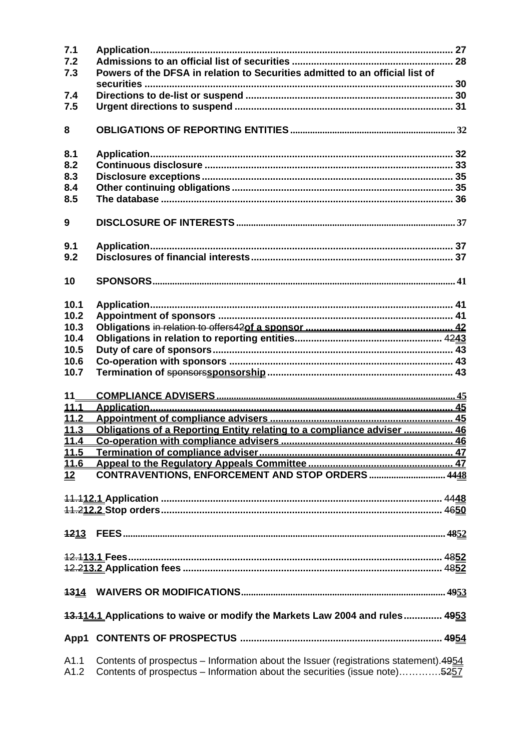| | | |
|---|---|---|
| 7.1 | Application | 27 |
| 7.2 | Admissions to an official list of securities | 28 |
| 7.3 | Powers of the DFSA in relation to Securities admitted to an official list of securities | 30 |
| 7.4 | Directions to de-list or suspend | 30 |
| 7.5 | Urgent directions to suspend | 31 |
| **8** | **OBLIGATIONS OF REPORTING ENTITIES** | 32 |
| 8.1 | Application | 32 |
| 8.2 | Continuous disclosure | 33 |
| 8.3 | Disclosure exceptions | 35 |
| 8.4 | Other continuing obligations | 35 |
| 8.5 | The database | 36 |
| **9** | **DISCLOSURE OF INTERESTS** | 37 |
| 9.1 | Application | 37 |
| 9.2 | Disclosures of financial interests | 37 |
| **10** | **SPONSORS** | 41 |
| 10.1 | Application | 41 |
| 10.2 | Appointment of sponsors | 41 |
| 10.3 | Obligations ~~in relation to offers42~~<u>of a sponsor</u> | <u>42</u> |
| 10.4 | Obligations in relation to reporting entities | ~~42~~<u>43</u> |
| 10.5 | Duty of care of sponsors | 43 |
| 10.6 | Co-operation with sponsors | 43 |
| 10.7 | Termination of ~~sponsors~~<u>sponsorship</u> | 43 |
| <u>11</u> | <u>**COMPLIANCE ADVISERS**</u> | <u>45</u> |
| <u>11.1</u> | <u>Application</u> | <u>45</u> |
| <u>11.2</u> | <u>Appointment of compliance advisers</u> | <u>45</u> |
| <u>11.3</u> | <u>Obligations of a Reporting Entity relating to a compliance adviser</u> | <u>46</u> |
| <u>11.4</u> | <u>Co-operation with compliance advisers</u> | <u>46</u> |
| <u>11.5</u> | <u>Termination of compliance adviser</u> | <u>47</u> |
| <u>11.6</u> | <u>Appeal to the Regulatory Appeals Committee</u> | <u>47</u> |
| <u>**12**</u> | **CONTRAVENTIONS, ENFORCEMENT AND STOP ORDERS** | ~~44~~<u>48</u> |
| ~~11.1~~<u>12.1</u> | Application | ~~44~~<u>48</u> |
| ~~11.2~~<u>12.2</u> | Stop orders | ~~46~~<u>50</u> |
| ~~12~~<u>13</u> | **FEES** | ~~48~~<u>52</u> |
| ~~12.1~~<u>13.1</u> | Fees | ~~48~~<u>52</u> |
| ~~12.2~~<u>13.2</u> | Application fees | ~~48~~<u>52</u> |
| ~~13~~<u>14</u> | **WAIVERS OR MODIFICATIONS** | ~~49~~<u>53</u> |
| ~~13.1~~<u>14.1</u> | Applications to waive or modify the Markets Law 2004 and rules | ~~49~~<u>53</u> |
| **App1** | **CONTENTS OF PROSPECTUS** | ~~49~~<u>54</u> |
| A1.1 | Contents of prospectus – Information about the Issuer (registrations statement) | ~~49~~<u>54</u> |
| A1.2 | Contents of prospectus – Information about the securities (issue note) | ~~52~~<u>57</u> |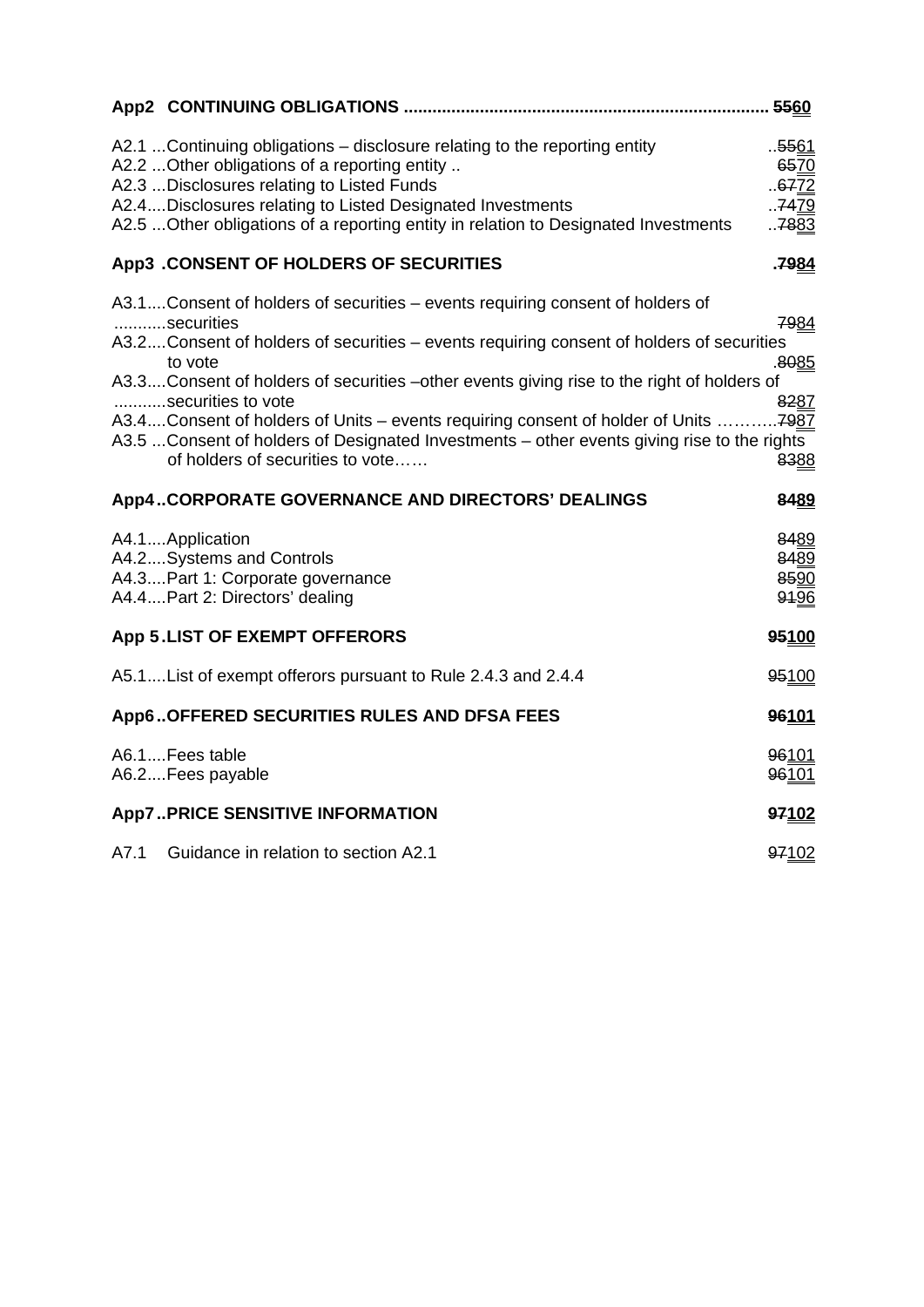| | | |
|---|---|---|
| **App2** | **CONTINUING OBLIGATIONS** | **~~55~~60** |
| A2.1 | Continuing obligations – disclosure relating to the reporting entity | ~~55~~61 |
| A2.2 | Other obligations of a reporting entity | ~~65~~70 |
| A2.3 | Disclosures relating to Listed Funds | ~~67~~72 |
| A2.4 | Disclosures relating to Listed Designated Investments | ~~74~~79 |
| A2.5 | Other obligations of a reporting entity in relation to Designated Investments | ~~78~~83 |
| **App3** | **CONSENT OF HOLDERS OF SECURITIES** | **~~79~~84** |
| A3.1 | Consent of holders of securities – events requiring consent of holders of securities | ~~79~~84 |
| A3.2 | Consent of holders of securities – events requiring consent of holders of securities to vote | ~~80~~85 |
| A3.3 | Consent of holders of securities –other events giving rise to the right of holders of securities to vote | ~~82~~87 |
| A3.4 | Consent of holders of Units – events requiring consent of holder of Units | ~~79~~87 |
| A3.5 | Consent of holders of Designated Investments – other events giving rise to the rights of holders of securities to vote | ~~83~~88 |
| **App4** | **CORPORATE GOVERNANCE AND DIRECTORS' DEALINGS** | **~~84~~89** |
| A4.1 | Application | ~~84~~89 |
| A4.2 | Systems and Controls | ~~84~~89 |
| A4.3 | Part 1: Corporate governance | ~~85~~90 |
| A4.4 | Part 2: Directors' dealing | ~~91~~96 |
| **App 5** | **LIST OF EXEMPT OFFERORS** | **~~95~~100** |
| A5.1 | List of exempt offerors pursuant to Rule 2.4.3 and 2.4.4 | ~~95~~100 |
| **App6** | **OFFERED SECURITIES RULES AND DFSA FEES** | **~~96~~101** |
| A6.1 | Fees table | ~~96~~101 |
| A6.2 | Fees payable | ~~96~~101 |
| **App7** | **PRICE SENSITIVE INFORMATION** | **~~97~~102** |
| A7.1 | Guidance in relation to section A2.1 | ~~97~~102 |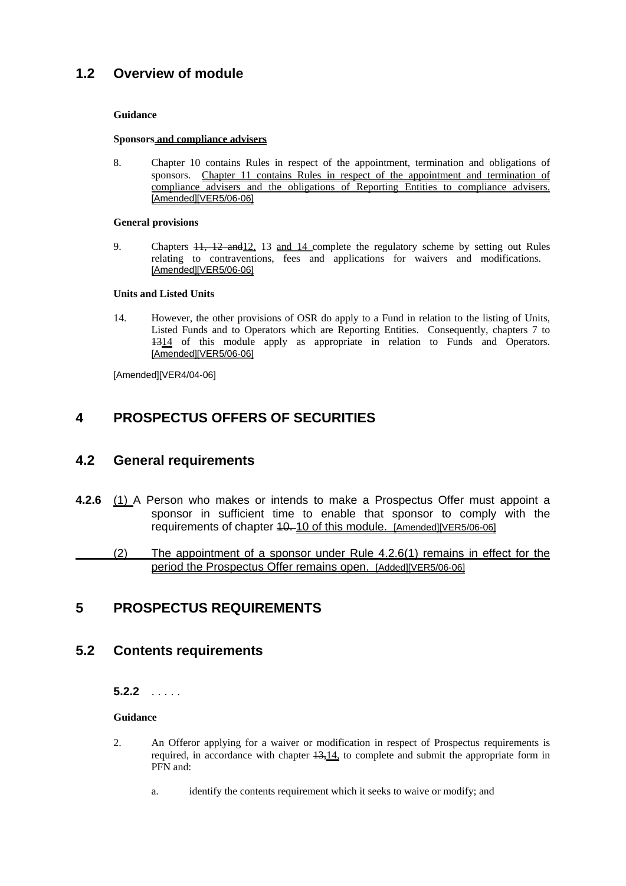## 1.2 Overview of module

**Guidance**

**Sponsors and compliance advisers**

8. Chapter 10 contains Rules in respect of the appointment, termination and obligations of sponsors. Chapter 11 contains Rules in respect of the appointment and termination of compliance advisers and the obligations of Reporting Entities to compliance advisers. [Amended][VER5/06-06]

**General provisions**

9. Chapters ~~11, 12 and~~12, 13 and 14 complete the regulatory scheme by setting out Rules relating to contraventions, fees and applications for waivers and modifications. [Amended][VER5/06-06]

**Units and Listed Units**

14. However, the other provisions of OSR do apply to a Fund in relation to the listing of Units, Listed Funds and to Operators which are Reporting Entities. Consequently, chapters 7 to ~~13~~14 of this module apply as appropriate in relation to Funds and Operators. [Amended][VER5/06-06]

[Amended][VER4/04-06]

# 4 PROSPECTUS OFFERS OF SECURITIES

## 4.2 General requirements

**4.2.6** (1) A Person who makes or intends to make a Prospectus Offer must appoint a sponsor in sufficient time to enable that sponsor to comply with the requirements of chapter ~~10.~~ 10 of this module. [Amended][VER5/06-06]

(2) The appointment of a sponsor under Rule 4.2.6(1) remains in effect for the period the Prospectus Offer remains open. [Added][VER5/06-06]

# 5 PROSPECTUS REQUIREMENTS

## 5.2 Contents requirements

**5.2.2** . . . . .

**Guidance**

2. An Offeror applying for a waiver or modification in respect of Prospectus requirements is required, in accordance with chapter ~~13,~~14, to complete and submit the appropriate form in PFN and:

   a. identify the contents requirement which it seeks to waive or modify; and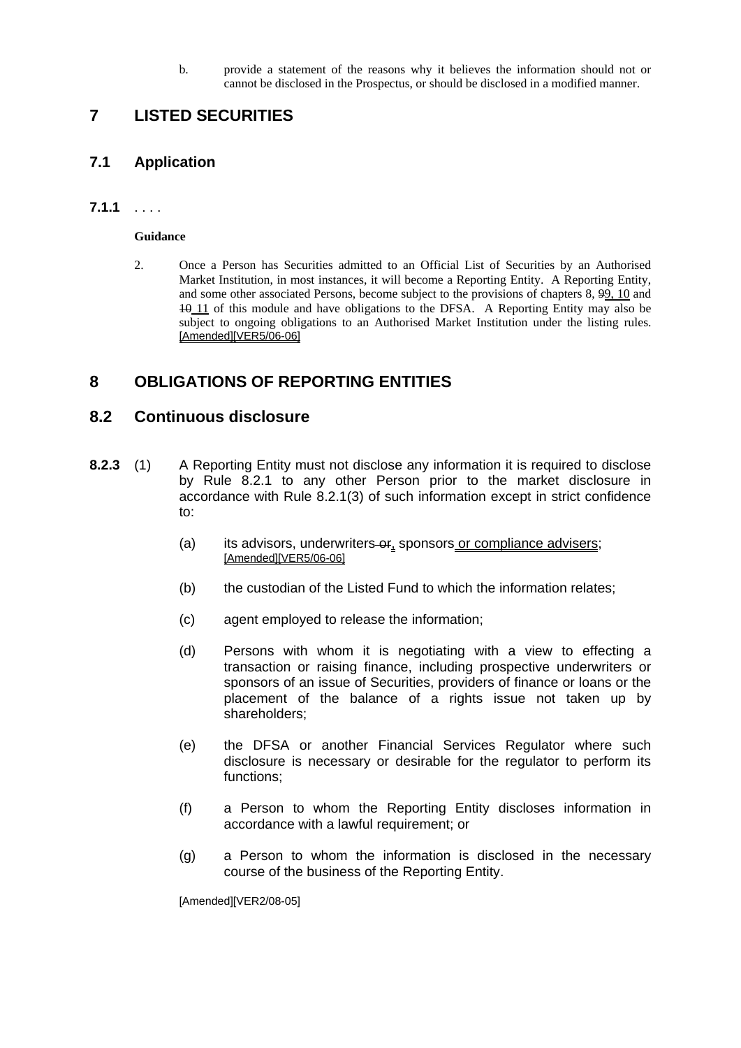b. provide a statement of the reasons why it believes the information should not or cannot be disclosed in the Prospectus, or should be disclosed in a modified manner.

# 7 LISTED SECURITIES

## 7.1 Application

**7.1.1** . . . .

**Guidance**

2. Once a Person has Securities admitted to an Official List of Securities by an Authorised Market Institution, in most instances, it will become a Reporting Entity. A Reporting Entity, and some other associated Persons, become subject to the provisions of chapters 8, ~~9~~9, 10 and ~~10~~ 11 of this module and have obligations to the DFSA. A Reporting Entity may also be subject to ongoing obligations to an Authorised Market Institution under the listing rules. [Amended][VER5/06-06]

# 8 OBLIGATIONS OF REPORTING ENTITIES

## 8.2 Continuous disclosure

**8.2.3** (1) A Reporting Entity must not disclose any information it is required to disclose by Rule 8.2.1 to any other Person prior to the market disclosure in accordance with Rule 8.2.1(3) of such information except in strict confidence to:

(a) its advisors, underwriters ~~or~~, sponsors or compliance advisers; [Amended][VER5/06-06]

(b) the custodian of the Listed Fund to which the information relates;

(c) agent employed to release the information;

(d) Persons with whom it is negotiating with a view to effecting a transaction or raising finance, including prospective underwriters or sponsors of an issue of Securities, providers of finance or loans or the placement of the balance of a rights issue not taken up by shareholders;

(e) the DFSA or another Financial Services Regulator where such disclosure is necessary or desirable for the regulator to perform its functions;

(f) a Person to whom the Reporting Entity discloses information in accordance with a lawful requirement; or

(g) a Person to whom the information is disclosed in the necessary course of the business of the Reporting Entity.

[Amended][VER2/08-05]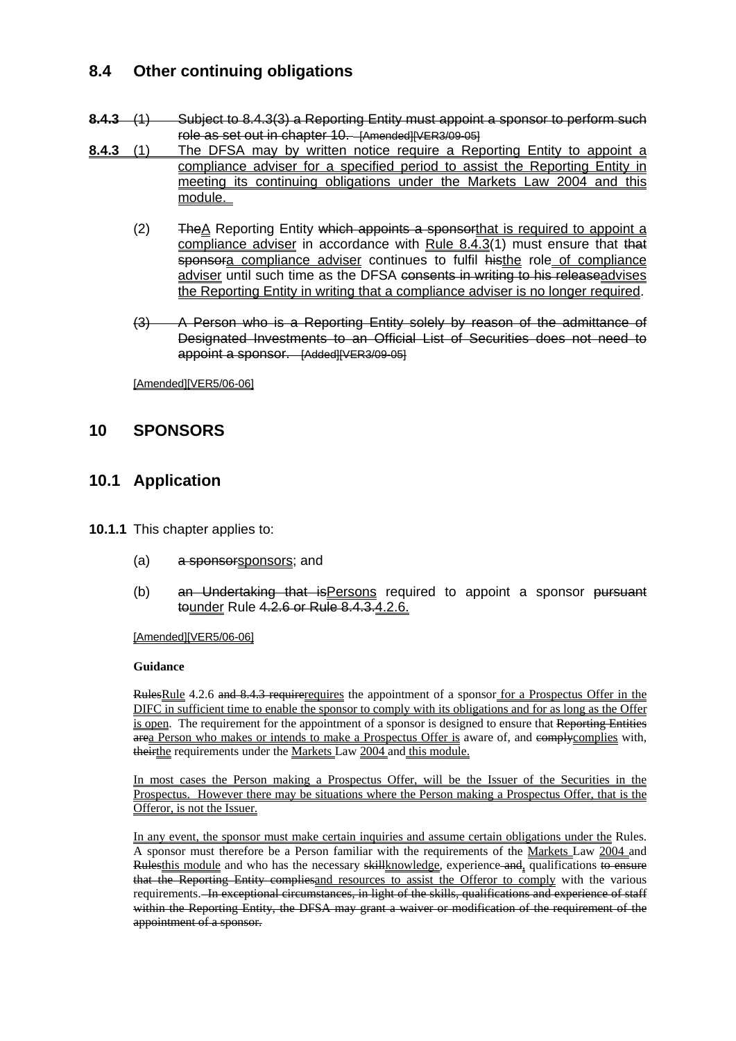## 8.4 Other continuing obligations

**8.4.3** (1) ~~Subject to 8.4.3(3) a Reporting Entity must appoint a sponsor to perform such role as set out in chapter 10.~~ ~~[Amended][VER3/09-05]~~

**8.4.3** (1) The DFSA may by written notice require a Reporting Entity to appoint a compliance adviser for a specified period to assist the Reporting Entity in meeting its continuing obligations under the Markets Law 2004 and this module.

(2) ~~The~~A Reporting Entity ~~which appoints a sponsor~~that is required to appoint a compliance adviser in accordance with Rule 8.4.3(1) must ensure that ~~that sponsor~~a compliance adviser continues to fulfil ~~his~~the role of compliance adviser until such time as the DFSA ~~consents in writing to his release~~advises the Reporting Entity in writing that a compliance adviser is no longer required.

~~(3) A Person who is a Reporting Entity solely by reason of the admittance of Designated Investments to an Official List of Securities does not need to appoint a sponsor.~~ ~~[Added][VER3/09-05]~~

[Amended][VER5/06-06]

# 10 SPONSORS

## 10.1 Application

**10.1.1** This chapter applies to:

(a) ~~a sponsor~~sponsors; and

(b) ~~an Undertaking that is~~Persons required to appoint a sponsor ~~pursuant to~~under Rule ~~4.2.6 or Rule 8.4.3.~~4.2.6.

[Amended][VER5/06-06]

**Guidance**

~~Rules~~Rule 4.2.6 ~~and 8.4.3 require~~requires the appointment of a sponsor for a Prospectus Offer in the DIFC in sufficient time to enable the sponsor to comply with its obligations and for as long as the Offer is open. The requirement for the appointment of a sponsor is designed to ensure that ~~Reporting Entities are~~a Person who makes or intends to make a Prospectus Offer is aware of, and ~~comply~~complies with, ~~their~~the requirements under the Markets Law 2004 and this module.

In most cases the Person making a Prospectus Offer, will be the Issuer of the Securities in the Prospectus. However there may be situations where the Person making a Prospectus Offer, that is the Offeror, is not the Issuer.

In any event, the sponsor must make certain inquiries and assume certain obligations under the Rules. A sponsor must therefore be a Person familiar with the requirements of the Markets Law 2004 and ~~Rules~~this module and who has the necessary ~~skill~~knowledge, experience ~~and~~, qualifications ~~to ensure that the Reporting Entity complies~~and resources to assist the Offeror to comply with the various requirements. ~~In exceptional circumstances, in light of the skills, qualifications and experience of staff within the Reporting Entity, the DFSA may grant a waiver or modification of the requirement of the appointment of a sponsor.~~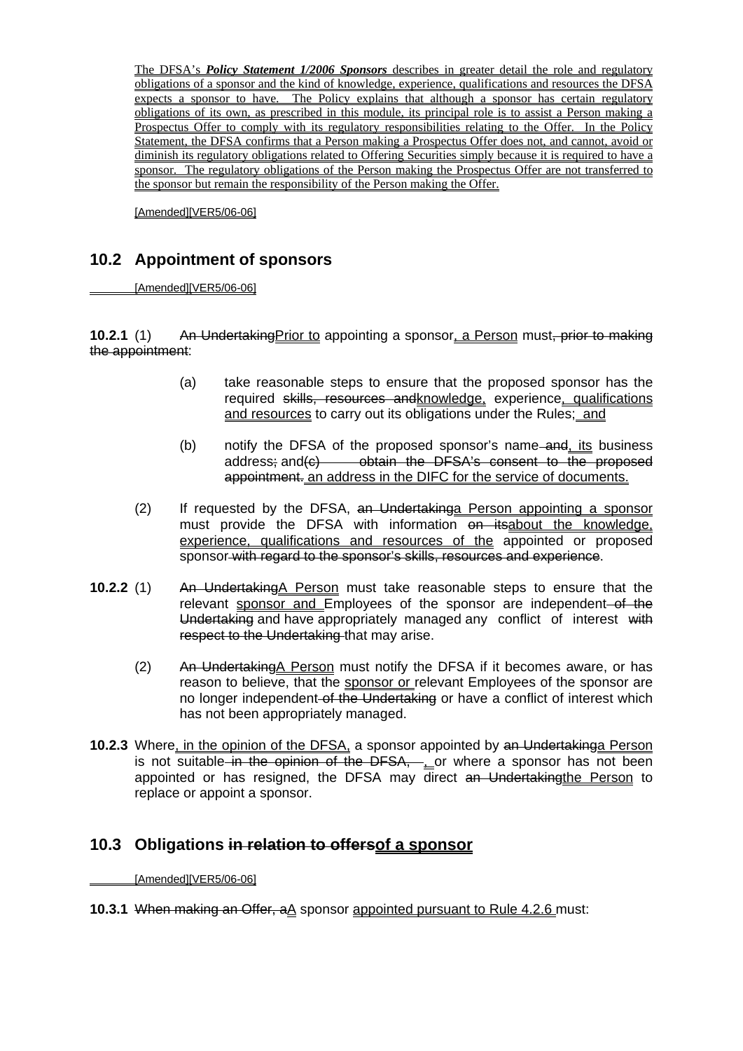The DFSA's ***Policy Statement 1/2006 Sponsors*** describes in greater detail the role and regulatory obligations of a sponsor and the kind of knowledge, experience, qualifications and resources the DFSA expects a sponsor to have. The Policy explains that although a sponsor has certain regulatory obligations of its own, as prescribed in this module, its principal role is to assist a Person making a Prospectus Offer to comply with its regulatory responsibilities relating to the Offer. In the Policy Statement, the DFSA confirms that a Person making a Prospectus Offer does not, and cannot, avoid or diminish its regulatory obligations related to Offering Securities simply because it is required to have a sponsor. The regulatory obligations of the Person making the Prospectus Offer are not transferred to the sponsor but remain the responsibility of the Person making the Offer.

[Amended][VER5/06-06]

## 10.2 Appointment of sponsors

[Amended][VER5/06-06]

**10.2.1** (1) ~~An Undertaking~~Prior to appointing a sponsor, a Person must~~, prior to making the appointment~~:

(a) take reasonable steps to ensure that the proposed sponsor has the required ~~skills, resources and~~knowledge, experience, qualifications and resources to carry out its obligations under the Rules; and

(b) notify the DFSA of the proposed sponsor's name ~~and~~, its business address~~;~~ and~~(c) obtain the DFSA's consent to the proposed appointment.~~ an address in the DIFC for the service of documents.

(2) If requested by the DFSA, ~~an Undertaking~~a Person appointing a sponsor must provide the DFSA with information ~~on its~~about the knowledge, experience, qualifications and resources of the appointed or proposed sponsor ~~with regard to the sponsor's skills, resources and experience~~.

**10.2.2** (1) ~~An Undertaking~~A Person must take reasonable steps to ensure that the relevant sponsor and Employees of the sponsor are independent ~~of the Undertaking~~ and have appropriately managed any conflict of interest ~~with respect to the Undertaking~~ that may arise.

(2) ~~An Undertaking~~A Person must notify the DFSA if it becomes aware, or has reason to believe, that the sponsor or relevant Employees of the sponsor are no longer independent ~~of the Undertaking~~ or have a conflict of interest which has not been appropriately managed.

**10.2.3** Where, in the opinion of the DFSA, a sponsor appointed by ~~an Undertaking~~a Person is not suitable ~~in the opinion of the DFSA,~~ , or where a sponsor has not been appointed or has resigned, the DFSA may direct ~~an Undertaking~~the Person to replace or appoint a sponsor.

## 10.3 Obligations ~~in relation to offers~~of a sponsor

[Amended][VER5/06-06]

**10.3.1** ~~When making an Offer, a~~A sponsor appointed pursuant to Rule 4.2.6 must: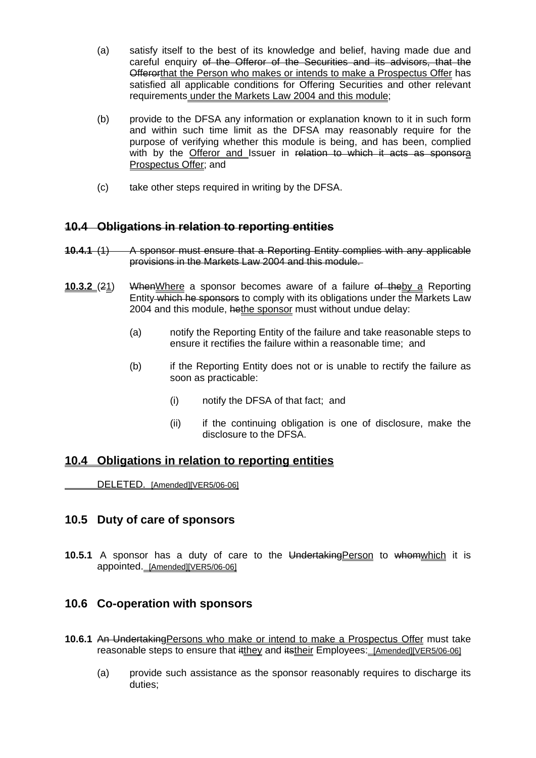(a) satisfy itself to the best of its knowledge and belief, having made due and careful enquiry ~~of the Offeror of the Securities and its advisors, that the Offeror~~that the Person who makes or intends to make a Prospectus Offer has satisfied all applicable conditions for Offering Securities and other relevant requirements under the Markets Law 2004 and this module;

(b) provide to the DFSA any information or explanation known to it in such form and within such time limit as the DFSA may reasonably require for the purpose of verifying whether this module is being, and has been, complied with by the Offeror and Issuer in ~~relation to which it acts as sponsor~~a Prospectus Offer; and

(c) take other steps required in writing by the DFSA.

## ~~10.4 Obligations in relation to reporting entities~~

~~**10.4.1** (1) A sponsor must ensure that a Reporting Entity complies with any applicable provisions in the Markets Law 2004 and this module.~~

**10.3.2** (~~2~~1) ~~When~~Where a sponsor becomes aware of a failure ~~of the~~by a Reporting Entity ~~which he sponsors~~ to comply with its obligations under the Markets Law 2004 and this module, ~~he~~the sponsor must without undue delay:

(a) notify the Reporting Entity of the failure and take reasonable steps to ensure it rectifies the failure within a reasonable time; and

(b) if the Reporting Entity does not or is unable to rectify the failure as soon as practicable:

(i) notify the DFSA of that fact; and

(ii) if the continuing obligation is one of disclosure, make the disclosure to the DFSA.

## 10.4 Obligations in relation to reporting entities

DELETED. [Amended][VER5/06-06]

## 10.5 Duty of care of sponsors

**10.5.1** A sponsor has a duty of care to the ~~Undertaking~~Person to ~~whom~~which it is appointed. [Amended][VER5/06-06]

## 10.6 Co-operation with sponsors

**10.6.1** ~~An Undertaking~~Persons who make or intend to make a Prospectus Offer must take reasonable steps to ensure that ~~it~~they and ~~its~~their Employees: [Amended][VER5/06-06]

(a) provide such assistance as the sponsor reasonably requires to discharge its duties;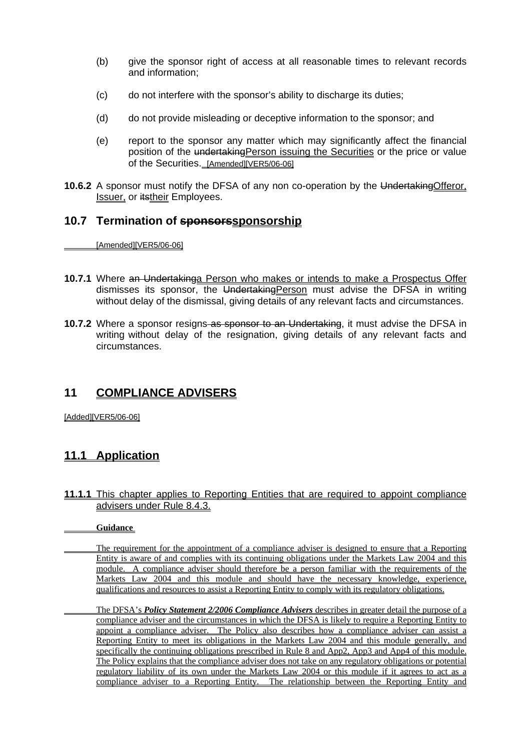(b) give the sponsor right of access at all reasonable times to relevant records and information;

(c) do not interfere with the sponsor's ability to discharge its duties;

(d) do not provide misleading or deceptive information to the sponsor; and

(e) report to the sponsor any matter which may significantly affect the financial position of the ~~undertaking~~Person issuing the Securities or the price or value of the Securities. [Amended][VER5/06-06]

**10.6.2** A sponsor must notify the DFSA of any non co-operation by the ~~Undertaking~~Offeror, Issuer, or ~~its~~their Employees.

## 10.7 Termination of ~~sponsors~~sponsorship

[Amended][VER5/06-06]

**10.7.1** Where ~~an Undertaking~~a Person who makes or intends to make a Prospectus Offer dismisses its sponsor, the ~~Undertaking~~Person must advise the DFSA in writing without delay of the dismissal, giving details of any relevant facts and circumstances.

**10.7.2** Where a sponsor resigns ~~as sponsor to an Undertaking~~, it must advise the DFSA in writing without delay of the resignation, giving details of any relevant facts and circumstances.

# 11 COMPLIANCE ADVISERS

[Added][VER5/06-06]

## 11.1 Application

**11.1.1** This chapter applies to Reporting Entities that are required to appoint compliance advisers under Rule 8.4.3.

**Guidance**

The requirement for the appointment of a compliance adviser is designed to ensure that a Reporting Entity is aware of and complies with its continuing obligations under the Markets Law 2004 and this module. A compliance adviser should therefore be a person familiar with the requirements of the Markets Law 2004 and this module and should have the necessary knowledge, experience, qualifications and resources to assist a Reporting Entity to comply with its regulatory obligations.

The DFSA's ***Policy Statement 2/2006 Compliance Advisers*** describes in greater detail the purpose of a compliance adviser and the circumstances in which the DFSA is likely to require a Reporting Entity to appoint a compliance adviser. The Policy also describes how a compliance adviser can assist a Reporting Entity to meet its obligations in the Markets Law 2004 and this module generally, and specifically the continuing obligations prescribed in Rule 8 and App2, App3 and App4 of this module. The Policy explains that the compliance adviser does not take on any regulatory obligations or potential regulatory liability of its own under the Markets Law 2004 or this module if it agrees to act as a compliance adviser to a Reporting Entity. The relationship between the Reporting Entity and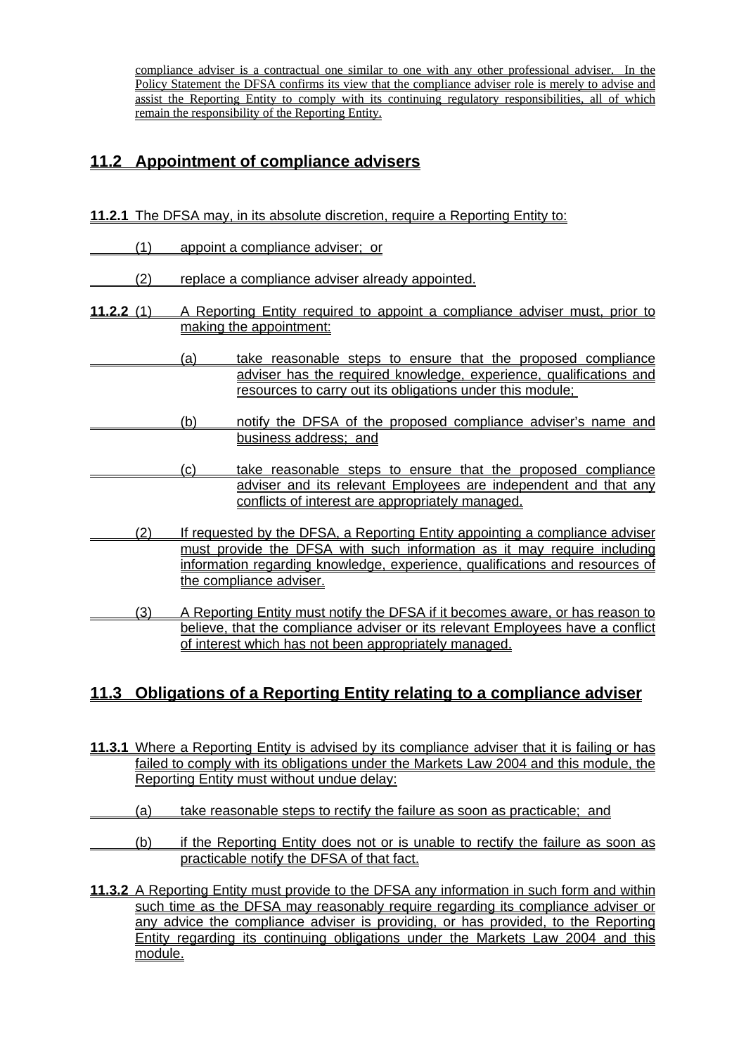compliance adviser is a contractual one similar to one with any other professional adviser. In the Policy Statement the DFSA confirms its view that the compliance adviser role is merely to advise and assist the Reporting Entity to comply with its continuing regulatory responsibilities, all of which remain the responsibility of the Reporting Entity.

## 11.2 Appointment of compliance advisers

**11.2.1** The DFSA may, in its absolute discretion, require a Reporting Entity to:

(1) appoint a compliance adviser; or

(2) replace a compliance adviser already appointed.

**11.2.2** (1) A Reporting Entity required to appoint a compliance adviser must, prior to making the appointment:

(a) take reasonable steps to ensure that the proposed compliance adviser has the required knowledge, experience, qualifications and resources to carry out its obligations under this module;

(b) notify the DFSA of the proposed compliance adviser's name and business address; and

(c) take reasonable steps to ensure that the proposed compliance adviser and its relevant Employees are independent and that any conflicts of interest are appropriately managed.

(2) If requested by the DFSA, a Reporting Entity appointing a compliance adviser must provide the DFSA with such information as it may require including information regarding knowledge, experience, qualifications and resources of the compliance adviser.

(3) A Reporting Entity must notify the DFSA if it becomes aware, or has reason to believe, that the compliance adviser or its relevant Employees have a conflict of interest which has not been appropriately managed.

## 11.3 Obligations of a Reporting Entity relating to a compliance adviser

**11.3.1** Where a Reporting Entity is advised by its compliance adviser that it is failing or has failed to comply with its obligations under the Markets Law 2004 and this module, the Reporting Entity must without undue delay:

(a) take reasonable steps to rectify the failure as soon as practicable; and

(b) if the Reporting Entity does not or is unable to rectify the failure as soon as practicable notify the DFSA of that fact.

**11.3.2** A Reporting Entity must provide to the DFSA any information in such form and within such time as the DFSA may reasonably require regarding its compliance adviser or any advice the compliance adviser is providing, or has provided, to the Reporting Entity regarding its continuing obligations under the Markets Law 2004 and this module.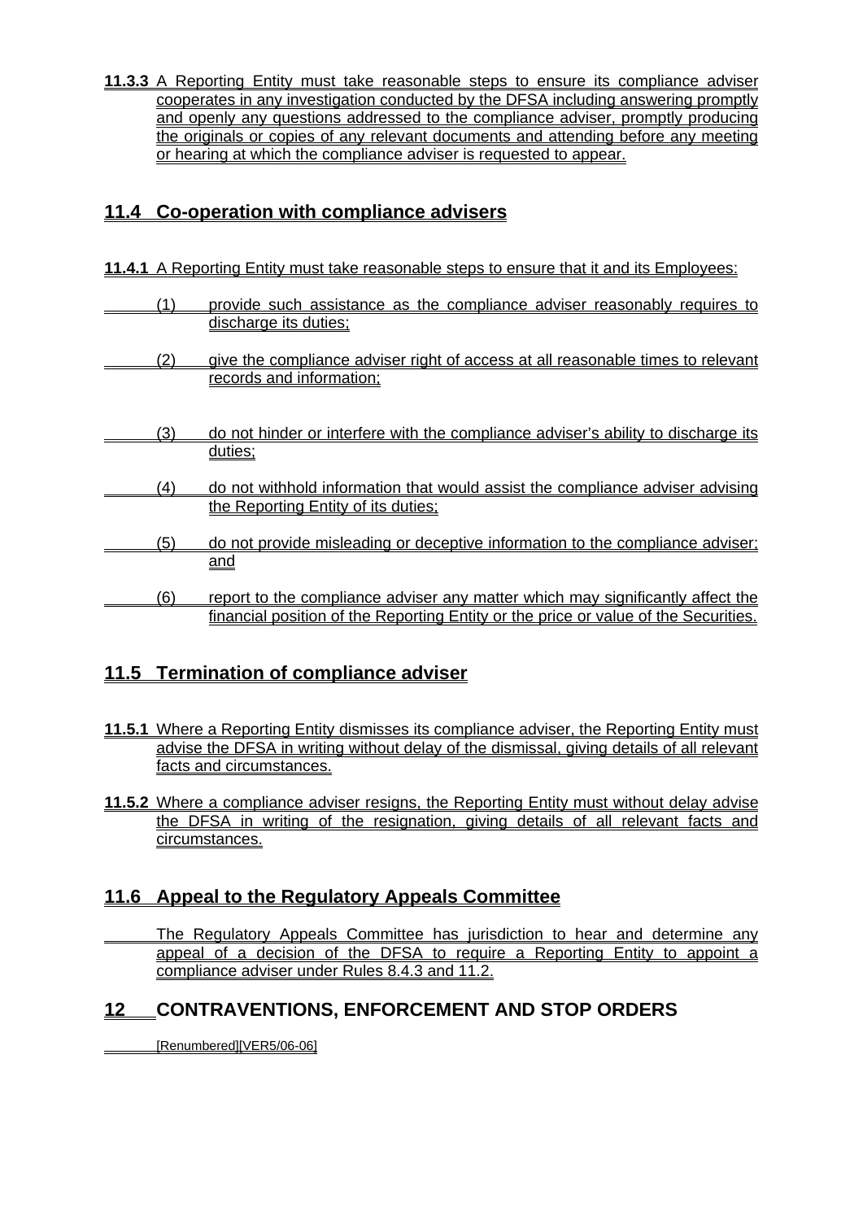**11.3.3** A Reporting Entity must take reasonable steps to ensure its compliance adviser cooperates in any investigation conducted by the DFSA including answering promptly and openly any questions addressed to the compliance adviser, promptly producing the originals or copies of any relevant documents and attending before any meeting or hearing at which the compliance adviser is requested to appear.

## 11.4 Co-operation with compliance advisers

**11.4.1** A Reporting Entity must take reasonable steps to ensure that it and its Employees:

(1) provide such assistance as the compliance adviser reasonably requires to discharge its duties;

(2) give the compliance adviser right of access at all reasonable times to relevant records and information;

(3) do not hinder or interfere with the compliance adviser's ability to discharge its duties;

(4) do not withhold information that would assist the compliance adviser advising the Reporting Entity of its duties;

(5) do not provide misleading or deceptive information to the compliance adviser; and

(6) report to the compliance adviser any matter which may significantly affect the financial position of the Reporting Entity or the price or value of the Securities.

## 11.5 Termination of compliance adviser

**11.5.1** Where a Reporting Entity dismisses its compliance adviser, the Reporting Entity must advise the DFSA in writing without delay of the dismissal, giving details of all relevant facts and circumstances.

**11.5.2** Where a compliance adviser resigns, the Reporting Entity must without delay advise the DFSA in writing of the resignation, giving details of all relevant facts and circumstances.

## 11.6 Appeal to the Regulatory Appeals Committee

The Regulatory Appeals Committee has jurisdiction to hear and determine any appeal of a decision of the DFSA to require a Reporting Entity to appoint a compliance adviser under Rules 8.4.3 and 11.2.

# 12 CONTRAVENTIONS, ENFORCEMENT AND STOP ORDERS

[Renumbered][VER5/06-06]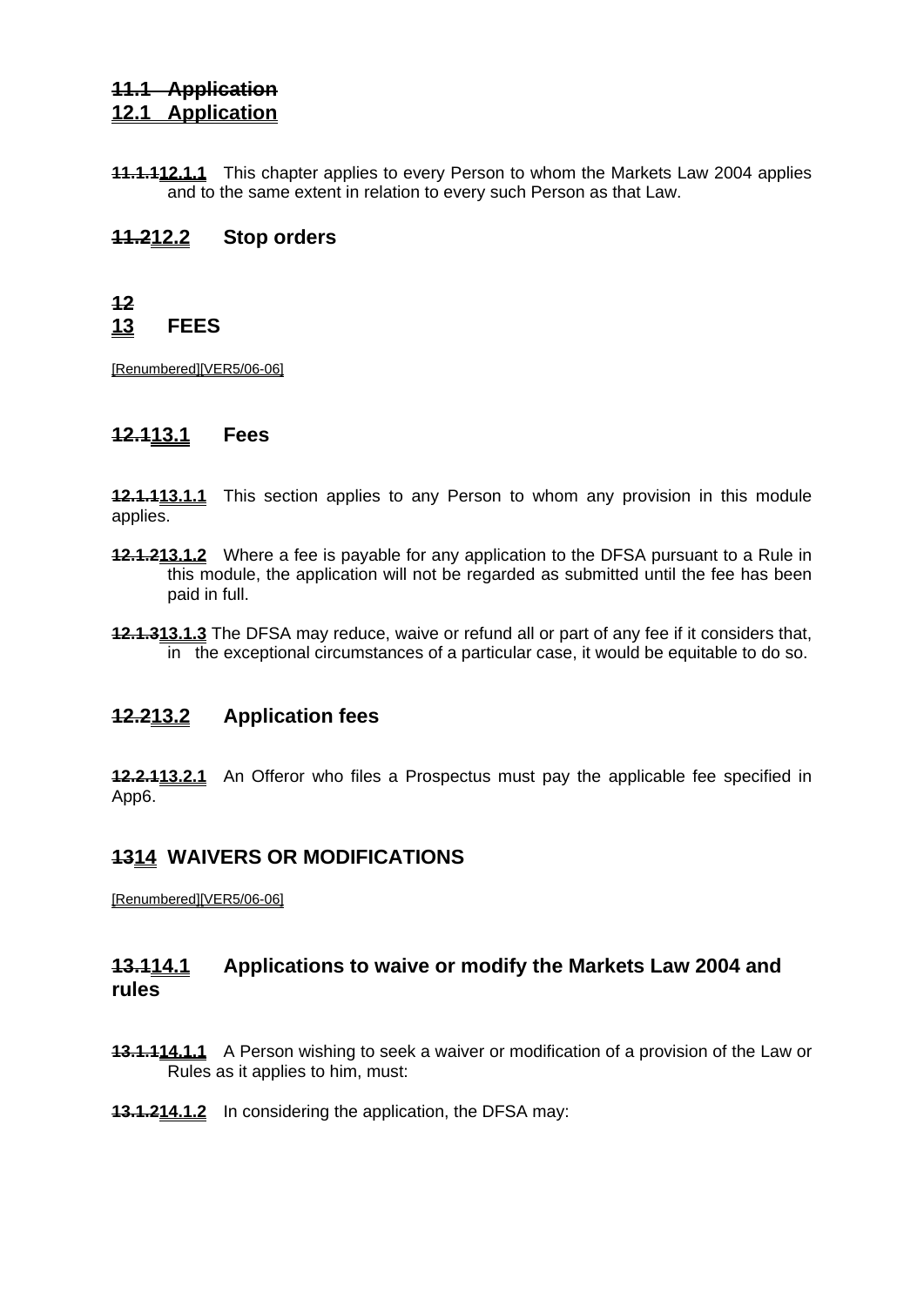## ~~11.1 Application~~
## 12.1 Application

~~11.1.1~~**12.1.1** This chapter applies to every Person to whom the Markets Law 2004 applies and to the same extent in relation to every such Person as that Law.

## ~~11.2~~12.2 Stop orders

# ~~12~~
# 13 FEES

[Renumbered][VER5/06-06]

## ~~12.1~~13.1 Fees

~~12.1.1~~**13.1.1** This section applies to any Person to whom any provision in this module applies.

~~12.1.2~~**13.1.2** Where a fee is payable for any application to the DFSA pursuant to a Rule in this module, the application will not be regarded as submitted until the fee has been paid in full.

~~12.1.3~~**13.1.3** The DFSA may reduce, waive or refund all or part of any fee if it considers that, in the exceptional circumstances of a particular case, it would be equitable to do so.

## ~~12.2~~13.2 Application fees

~~12.2.1~~**13.2.1** An Offeror who files a Prospectus must pay the applicable fee specified in App6.

# ~~13~~14 WAIVERS OR MODIFICATIONS

[Renumbered][VER5/06-06]

## ~~13.1~~14.1 Applications to waive or modify the Markets Law 2004 and rules

~~13.1.1~~**14.1.1** A Person wishing to seek a waiver or modification of a provision of the Law or Rules as it applies to him, must:

~~13.1.2~~**14.1.2** In considering the application, the DFSA may: